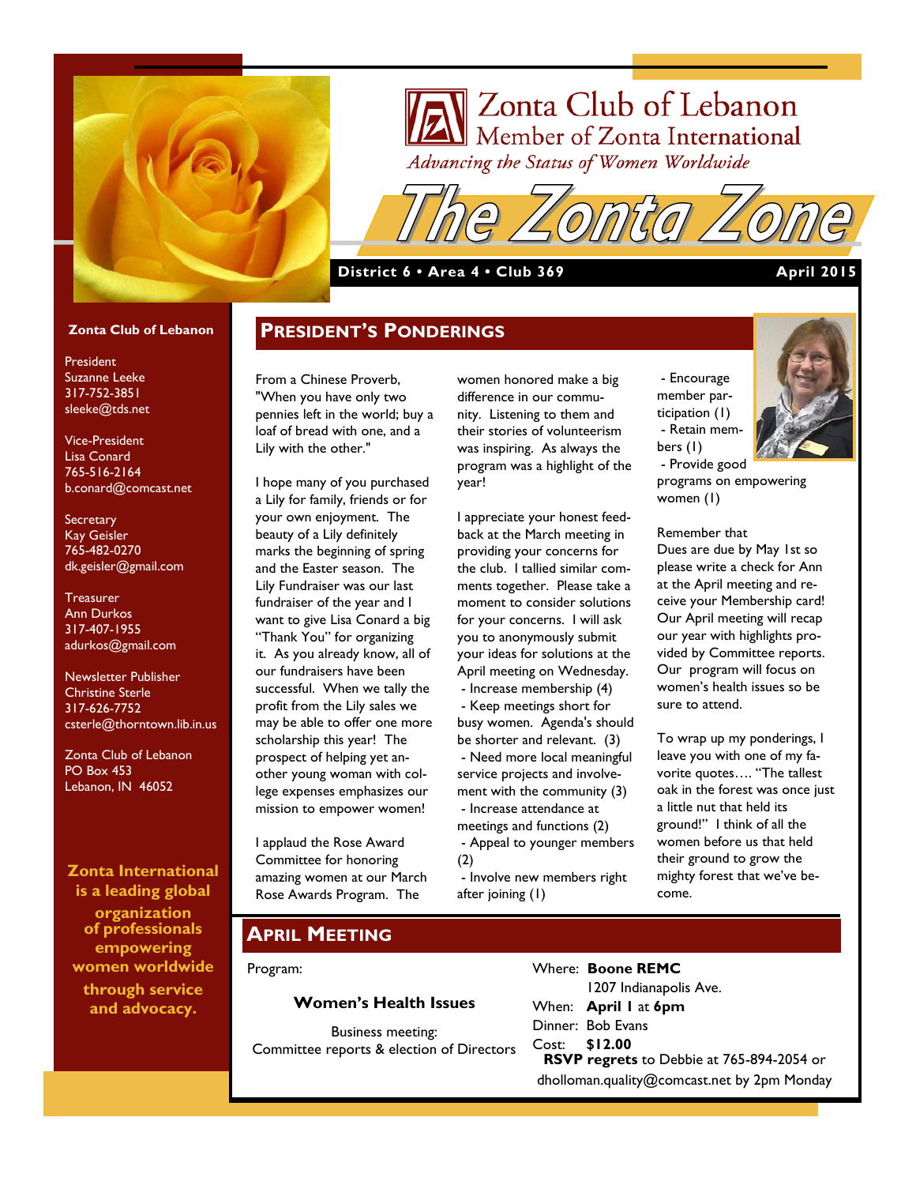# Zonta Club of Lebanon

Member of Zonta International

*Advancing the Status of Women Worldwide*

# The Zonta Zone

**District 6 • Area 4 • Club 369** **April 2015**

**Zonta Club of Lebanon**

President
Suzanne Leeke
317-752-3851
sleeke@tds.net

Vice-President
Lisa Conard
765-516-2164
b.conard@comcast.net

Secretary
Kay Geisler
765-482-0270
dk.geisler@gmail.com

Treasurer
Ann Durkos
317-407-1955
adurkos@gmail.com

Newsletter Publisher
Christine Sterle
317-626-7752
csterle@thorntown.lib.in.us

Zonta Club of Lebanon
PO Box 453
Lebanon, IN 46052

**Zonta International is a leading global organization of professionals empowering women worldwide through service and advocacy.**

## President's Ponderings

From a Chinese Proverb, "When you have only two pennies left in the world; buy a loaf of bread with one, and a Lily with the other."

I hope many of you purchased a Lily for family, friends or for your own enjoyment. The beauty of a Lily definitely marks the beginning of spring and the Easter season. The Lily Fundraiser was our last fundraiser of the year and I want to give Lisa Conard a big "Thank You" for organizing it. As you already know, all of our fundraisers have been successful. When we tally the profit from the Lily sales we may be able to offer one more scholarship this year! The prospect of helping yet another young woman with college expenses emphasizes our mission to empower women!

I applaud the Rose Award Committee for honoring amazing women at our March Rose Awards Program. The women honored make a big difference in our community. Listening to them and their stories of volunteerism was inspiring. As always the program was a highlight of the year!

I appreciate your honest feedback at the March meeting in providing your concerns for the club. I tallied similar comments together. Please take a moment to consider solutions for your concerns. I will ask you to anonymously submit your ideas for solutions at the April meeting on Wednesday.

- Increase membership (4)
- Keep meetings short for busy women. Agenda's should be shorter and relevant. (3)
- Need more local meaningful service projects and involvement with the community (3)
- Increase attendance at meetings and functions (2)
- Appeal to younger members (2)
- Involve new members right after joining (1)
- Encourage member participation (1)
- Retain members (1)
- Provide good programs on empowering women (1)

Remember that Dues are due by May 1st so please write a check for Ann at the April meeting and receive your Membership card! Our April meeting will recap our year with highlights provided by Committee reports. Our program will focus on women's health issues so be sure to attend.

To wrap up my ponderings, I leave you with one of my favorite quotes…. "The tallest oak in the forest was once just a little nut that held its ground!" I think of all the women before us that held their ground to grow the mighty forest that we've become.

## April Meeting

Program:

**Women's Health Issues**

Business meeting:
Committee reports & election of Directors

Where: **Boone REMC**
1207 Indianapolis Ave.
When: **April 1** at **6pm**
Dinner: Bob Evans
Cost: **$12.00**
**RSVP regrets** to Debbie at 765-894-2054 or dholloman.quality@comcast.net by 2pm Monday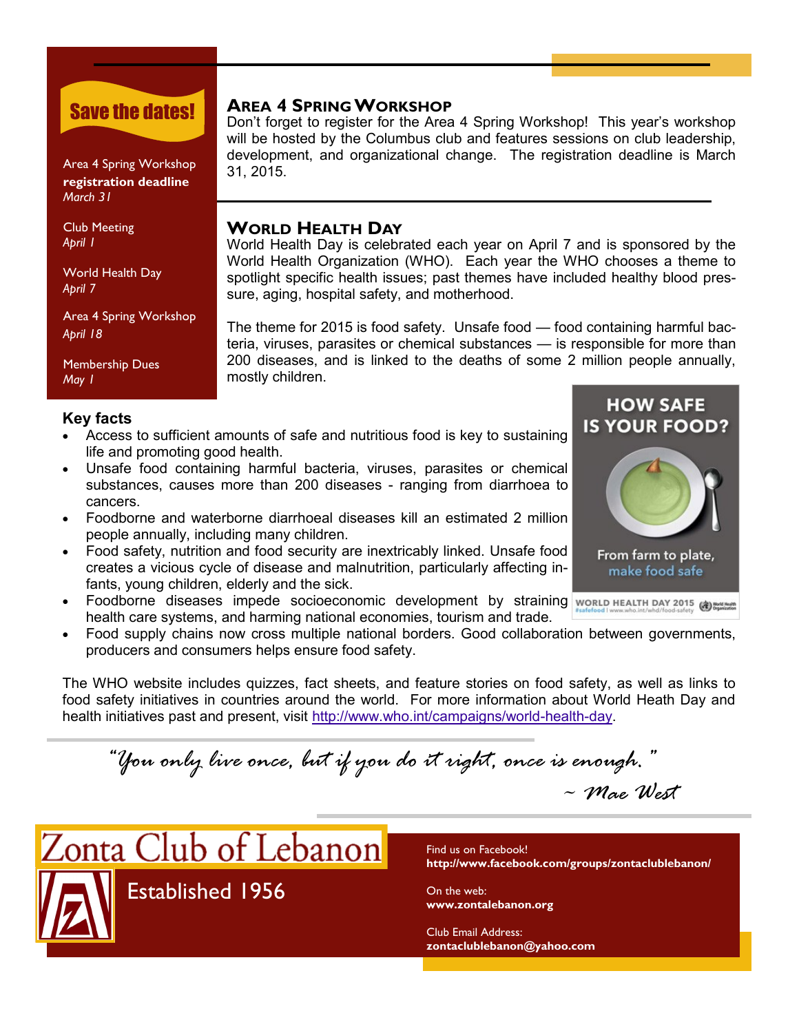## Save the dates!

Area 4 Spring Workshop **registration deadline** *March 31*

Club Meeting *April 1*

World Health Day *April 7*

Area 4 Spring Workshop *April 18*

Membership Dues *May 1*

## Area 4 Spring Workshop

Don't forget to register for the Area 4 Spring Workshop! This year's workshop will be hosted by the Columbus club and features sessions on club leadership, development, and organizational change. The registration deadline is March 31, 2015.

## World Health Day

World Health Day is celebrated each year on April 7 and is sponsored by the World Health Organization (WHO). Each year the WHO chooses a theme to spotlight specific health issues; past themes have included healthy blood pressure, aging, hospital safety, and motherhood.

The theme for 2015 is food safety. Unsafe food — food containing harmful bacteria, viruses, parasites or chemical substances — is responsible for more than 200 diseases, and is linked to the deaths of some 2 million people annually, mostly children.

HOW SAFE IS YOUR FOOD?

From farm to plate, make food safe

WORLD HEALTH DAY 2015 #safefood | www.who.int/whd/food-safety

### Key facts

- Access to sufficient amounts of safe and nutritious food is key to sustaining life and promoting good health.
- Unsafe food containing harmful bacteria, viruses, parasites or chemical substances, causes more than 200 diseases - ranging from diarrhoea to cancers.
- Foodborne and waterborne diarrhoeal diseases kill an estimated 2 million people annually, including many children.
- Food safety, nutrition and food security are inextricably linked. Unsafe food creates a vicious cycle of disease and malnutrition, particularly affecting infants, young children, elderly and the sick.
- Foodborne diseases impede socioeconomic development by straining health care systems, and harming national economies, tourism and trade.
- Food supply chains now cross multiple national borders. Good collaboration between governments, producers and consumers helps ensure food safety.

The WHO website includes quizzes, fact sheets, and feature stories on food safety, as well as links to food safety initiatives in countries around the world. For more information about World Heath Day and health initiatives past and present, visit http://www.who.int/campaigns/world-health-day.

*"You only live once, but if you do it right, once is enough."*

*~ Mae West*

# Zonta Club of Lebanon

Established 1956

Find us on Facebook!
**http://www.facebook.com/groups/zontaclublebanon/**

On the web:
**www.zontalebanon.org**

Club Email Address:
**zontaclublebanon@yahoo.com**